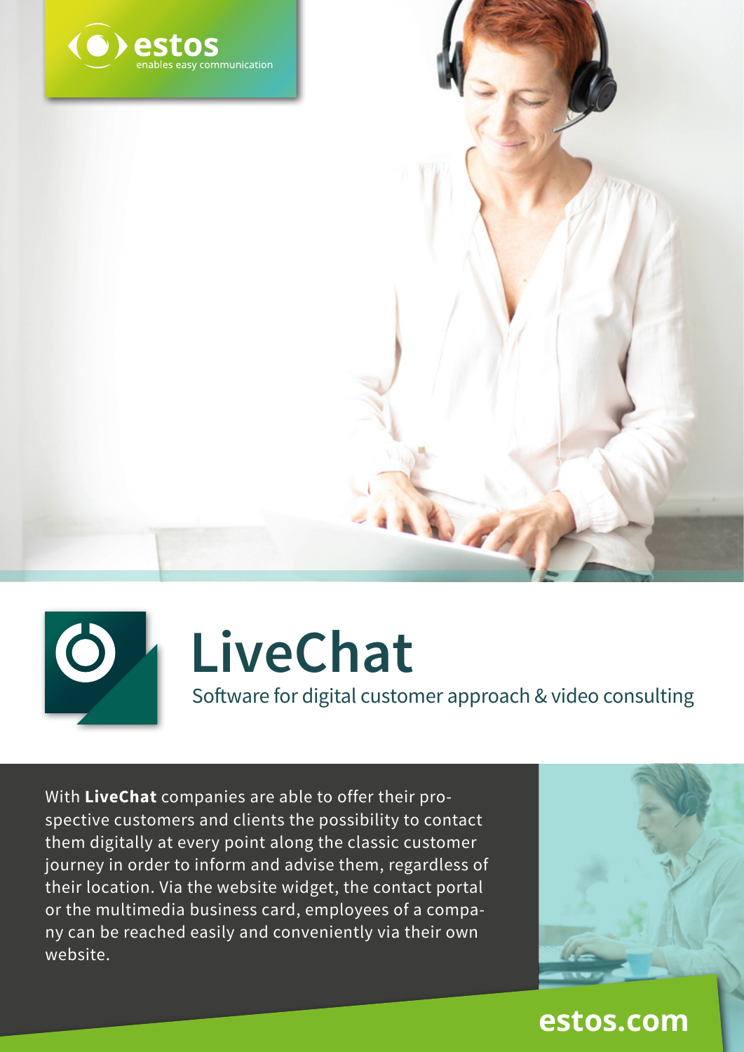estos
enables easy communication

# LiveChat

Software for digital customer approach & video consulting

With **LiveChat** companies are able to offer their prospective customers and clients the possibility to contact them digitally at every point along the classic customer journey in order to inform and advise them, regardless of their location. Via the website widget, the contact portal or the multimedia business card, employees of a company can be reached easily and conveniently via their own website.

estos.com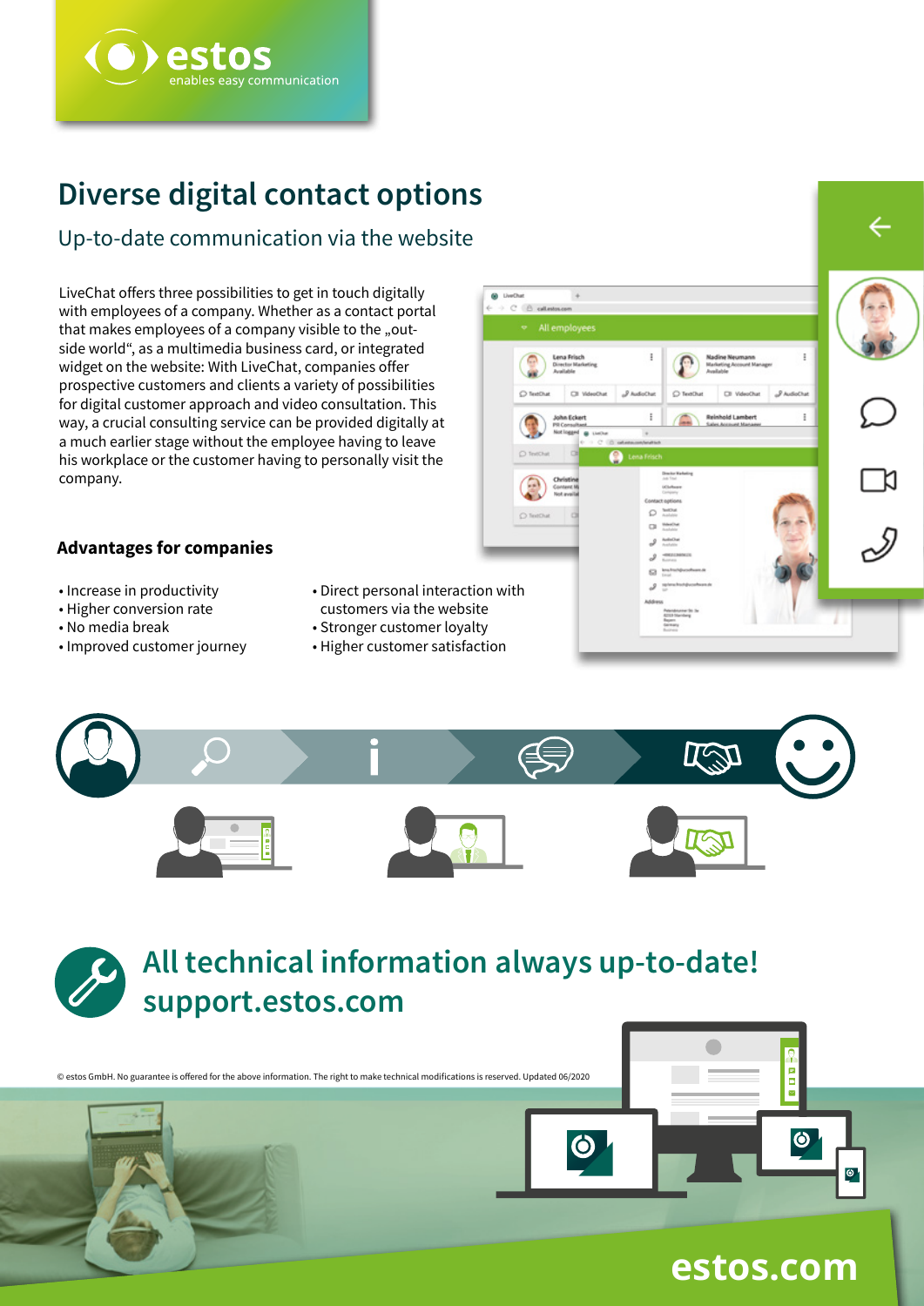# Diverse digital contact options

## Up-to-date communication via the website

LiveChat offers three possibilities to get in touch digitally with employees of a company. Whether as a contact portal that makes employees of a company visible to the „outside world“, as a multimedia business card, or integrated widget on the website: With LiveChat, companies offer prospective customers and clients a variety of possibilities for digital customer approach and video consultation. This way, a crucial consulting service can be provided digitally at a much earlier stage without the employee having to leave his workplace or the customer having to personally visit the company.

### Advantages for companies

- Increase in productivity
- Higher conversion rate
- No media break
- Improved customer journey
- Direct personal interaction with customers via the website
- Stronger customer loyalty
- Higher customer satisfaction

## All technical information always up-to-date!
## support.estos.com

© estos GmbH. No guarantee is offered for the above information. The right to make technical modifications is reserved. Updated 06/2020

estos.com